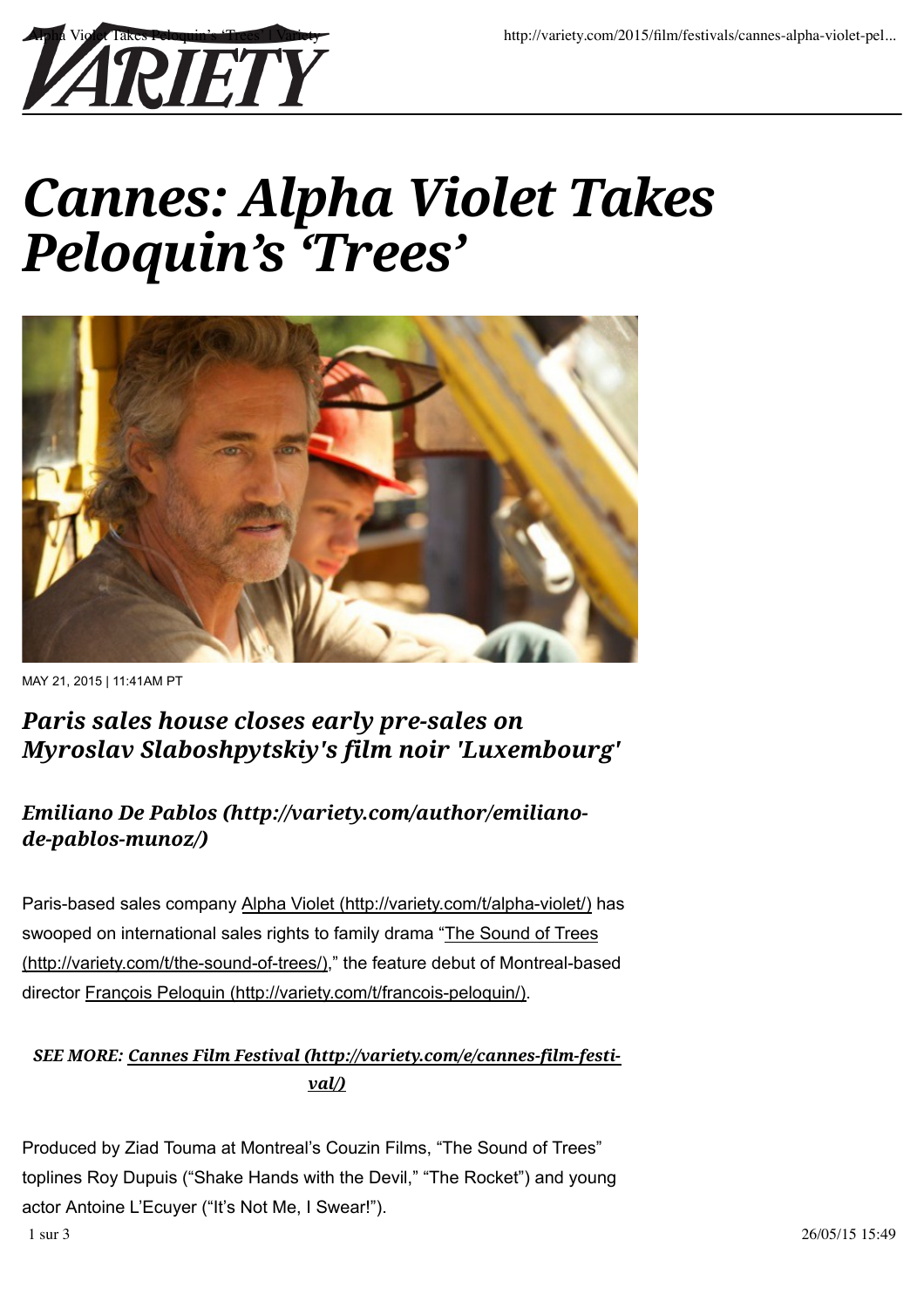# Cannes: Alpha Violet Takes Peloquin's 'Trees'

MAY 21, 2015 | 11:41AM PT

### *Paris sales house closes early pre-sales on Myroslav Slaboshpytskiy's film noir 'Luxembourg'*

### *Emiliano De Pablos (http://variety.com/author/emiliano-de-pablos-munoz/)*

Paris-based sales company Alpha Violet (http://variety.com/t/alpha-violet/) has swooped on international sales rights to family drama "The Sound of Trees (http://variety.com/t/the-sound-of-trees/)," the feature debut of Montreal-based director François Peloquin (http://variety.com/t/francois-peloquin/).

***SEE MORE: Cannes Film Festival (http://variety.com/e/cannes-film-festival/)***

Produced by Ziad Touma at Montreal's Couzin Films, "The Sound of Trees" toplines Roy Dupuis ("Shake Hands with the Devil," "The Rocket") and young actor Antoine L'Ecuyer ("It's Not Me, I Swear!").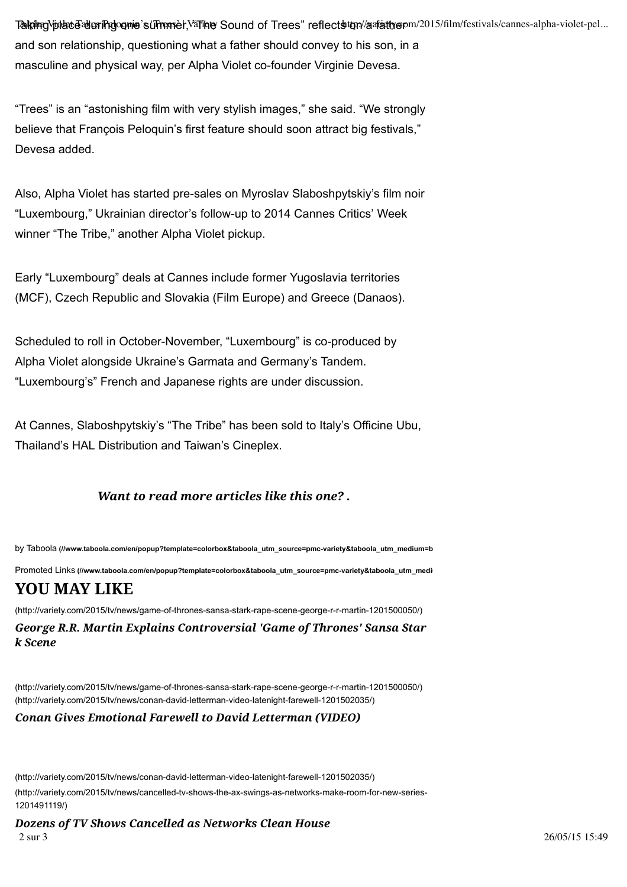Taking place during one summer, "The Sound of Trees" reflects on a father and son relationship, questioning what a father should convey to his son, in a masculine and physical way, per Alpha Violet co-founder Virginie Devesa.

"Trees" is an "astonishing film with very stylish images," she said. "We strongly believe that François Peloquin's first feature should soon attract big festivals," Devesa added.

Also, Alpha Violet has started pre-sales on Myroslav Slaboshpytskiy's film noir "Luxembourg," Ukrainian director's follow-up to 2014 Cannes Critics' Week winner "The Tribe," another Alpha Violet pickup.

Early "Luxembourg" deals at Cannes include former Yugoslavia territories (MCF), Czech Republic and Slovakia (Film Europe) and Greece (Danaos).

Scheduled to roll in October-November, "Luxembourg" is co-produced by Alpha Violet alongside Ukraine's Garmata and Germany's Tandem. "Luxembourg's" French and Japanese rights are under discussion.

At Cannes, Slaboshpytskiy's "The Tribe" has been sold to Italy's Officine Ubu, Thailand's HAL Distribution and Taiwan's Cineplex.

***Want to read more articles like this one? .***

by Taboola (//www.taboola.com/en/popup?template=colorbox&taboola_utm_source=pmc-variety&taboola_utm_medium=b

Promoted Links (//www.taboola.com/en/popup?template=colorbox&taboola_utm_source=pmc-variety&taboola_utm_medi

# YOU MAY LIKE

(http://variety.com/2015/tv/news/game-of-thrones-sansa-stark-rape-scene-george-r-r-martin-1201500050/)

***George R.R. Martin Explains Controversial 'Game of Thrones' Sansa Stark Scene***

(http://variety.com/2015/tv/news/game-of-thrones-sansa-stark-rape-scene-george-r-r-martin-1201500050/)
(http://variety.com/2015/tv/news/conan-david-letterman-video-latenight-farewell-1201502035/)

***Conan Gives Emotional Farewell to David Letterman (VIDEO)***

(http://variety.com/2015/tv/news/conan-david-letterman-video-latenight-farewell-1201502035/)

(http://variety.com/2015/tv/news/cancelled-tv-shows-the-ax-swings-as-networks-make-room-for-new-series-1201491119/)

***Dozens of TV Shows Cancelled as Networks Clean House***